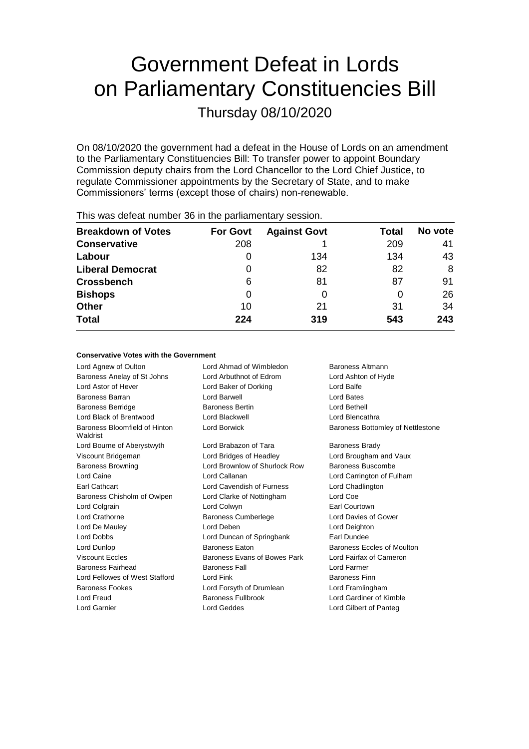# Government Defeat in Lords on Parliamentary Constituencies Bill

Thursday 08/10/2020

On 08/10/2020 the government had a defeat in the House of Lords on an amendment to the Parliamentary Constituencies Bill: To transfer power to appoint Boundary Commission deputy chairs from the Lord Chancellor to the Lord Chief Justice, to regulate Commissioner appointments by the Secretary of State, and to make Commissioners' terms (except those of chairs) non-renewable.

This was defeat number 36 in the parliamentary session.

| Breakdown of Votes | For Govt | Against Govt | Total | No vote |
|---|---|---|---|---|
| **Conservative** | 208 | 1 | 209 | 41 |
| **Labour** | 0 | 134 | 134 | 43 |
| **Liberal Democrat** | 0 | 82 | 82 | 8 |
| **Crossbench** | 6 | 81 | 87 | 91 |
| **Bishops** | 0 | 0 | 0 | 26 |
| **Other** | 10 | 21 | 31 | 34 |
| **Total** | **224** | **319** | **543** | **243** |

#### Conservative Votes with the Government

| | | |
|---|---|---|
| Lord Agnew of Oulton | Lord Ahmad of Wimbledon | Baroness Altmann |
| Baroness Anelay of St Johns | Lord Arbuthnot of Edrom | Lord Ashton of Hyde |
| Lord Astor of Hever | Lord Baker of Dorking | Lord Balfe |
| Baroness Barran | Lord Barwell | Lord Bates |
| Baroness Berridge | Baroness Bertin | Lord Bethell |
| Lord Black of Brentwood | Lord Blackwell | Lord Blencathra |
| Baroness Bloomfield of Hinton Waldrist | Lord Borwick | Baroness Bottomley of Nettlestone |
| Lord Bourne of Aberystwyth | Lord Brabazon of Tara | Baroness Brady |
| Viscount Bridgeman | Lord Bridges of Headley | Lord Brougham and Vaux |
| Baroness Browning | Lord Brownlow of Shurlock Row | Baroness Buscombe |
| Lord Caine | Lord Callanan | Lord Carrington of Fulham |
| Earl Cathcart | Lord Cavendish of Furness | Lord Chadlington |
| Baroness Chisholm of Owlpen | Lord Clarke of Nottingham | Lord Coe |
| Lord Colgrain | Lord Colwyn | Earl Courtown |
| Lord Crathorne | Baroness Cumberlege | Lord Davies of Gower |
| Lord De Mauley | Lord Deben | Lord Deighton |
| Lord Dobbs | Lord Duncan of Springbank | Earl Dundee |
| Lord Dunlop | Baroness Eaton | Baroness Eccles of Moulton |
| Viscount Eccles | Baroness Evans of Bowes Park | Lord Fairfax of Cameron |
| Baroness Fairhead | Baroness Fall | Lord Farmer |
| Lord Fellowes of West Stafford | Lord Fink | Baroness Finn |
| Baroness Fookes | Lord Forsyth of Drumlean | Lord Framlingham |
| Lord Freud | Baroness Fullbrook | Lord Gardiner of Kimble |
| Lord Garnier | Lord Geddes | Lord Gilbert of Panteg |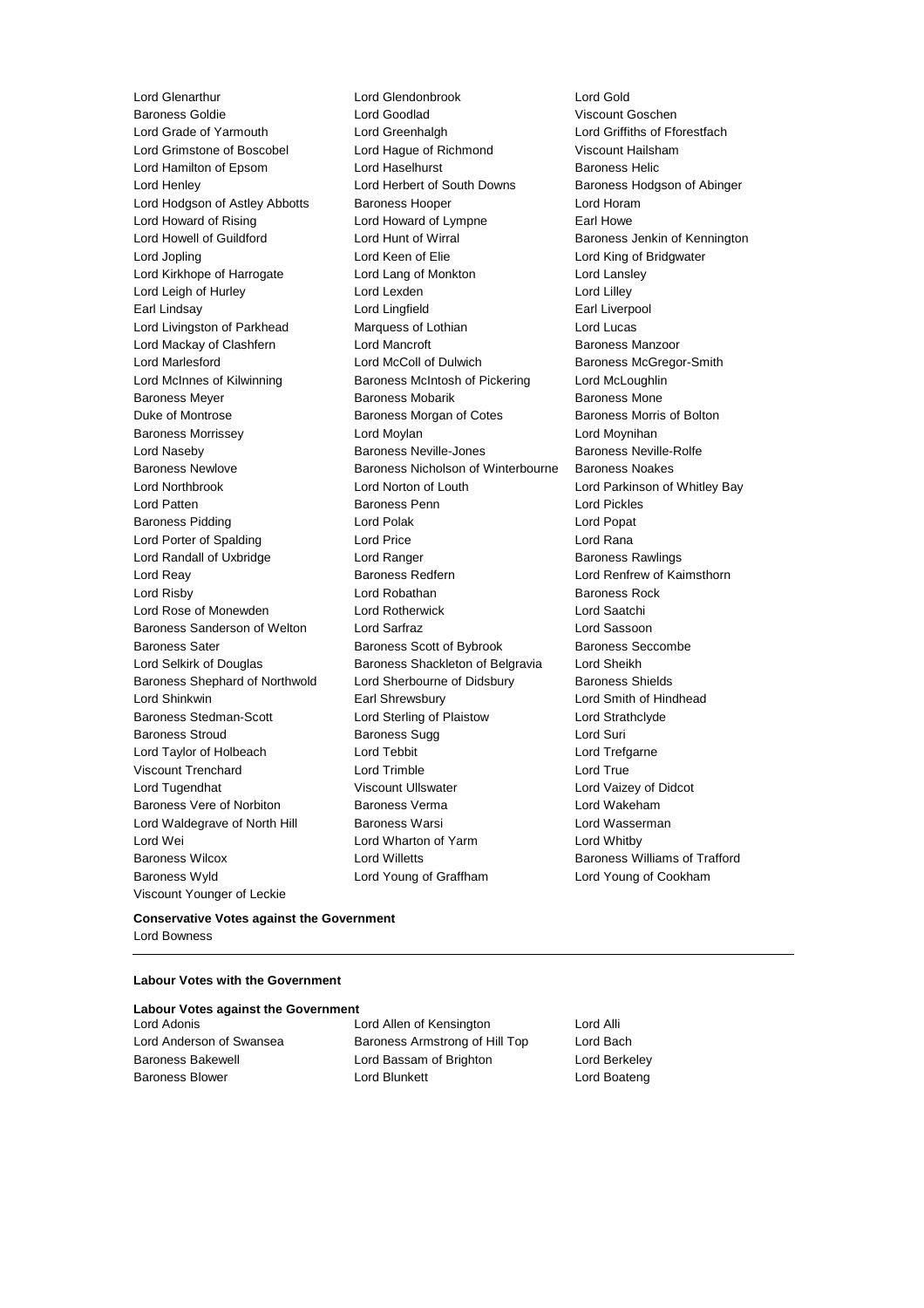Lord Glenarthur
Lord Glendonbrook
Lord Gold
Baroness Goldie
Lord Goodlad
Viscount Goschen
Lord Grade of Yarmouth
Lord Greenhalgh
Lord Griffiths of Fforestfach
Lord Grimstone of Boscobel
Lord Hague of Richmond
Viscount Hailsham
Lord Hamilton of Epsom
Lord Haselhurst
Baroness Helic
Lord Henley
Lord Herbert of South Downs
Baroness Hodgson of Abinger
Lord Hodgson of Astley Abbotts
Baroness Hooper
Lord Horam
Lord Howard of Rising
Lord Howard of Lympne
Earl Howe
Lord Howell of Guildford
Lord Hunt of Wirral
Baroness Jenkin of Kennington
Lord Jopling
Lord Keen of Elie
Lord King of Bridgwater
Lord Kirkhope of Harrogate
Lord Lang of Monkton
Lord Lansley
Lord Leigh of Hurley
Lord Lexden
Lord Lilley
Earl Lindsay
Lord Lingfield
Earl Liverpool
Lord Livingston of Parkhead
Marquess of Lothian
Lord Lucas
Lord Mackay of Clashfern
Lord Mancroft
Baroness Manzoor
Lord Marlesford
Lord McColl of Dulwich
Baroness McGregor-Smith
Lord McInnes of Kilwinning
Baroness McIntosh of Pickering
Lord McLoughlin
Baroness Meyer
Baroness Mobarik
Baroness Mone
Duke of Montrose
Baroness Morgan of Cotes
Baroness Morris of Bolton
Baroness Morrissey
Lord Moylan
Lord Moynihan
Lord Naseby
Baroness Neville-Jones
Baroness Neville-Rolfe
Baroness Newlove
Baroness Nicholson of Winterbourne
Baroness Noakes
Lord Northbrook
Lord Norton of Louth
Lord Parkinson of Whitley Bay
Lord Patten
Baroness Penn
Lord Pickles
Baroness Pidding
Lord Polak
Lord Popat
Lord Porter of Spalding
Lord Price
Lord Rana
Lord Randall of Uxbridge
Lord Ranger
Baroness Rawlings
Lord Reay
Baroness Redfern
Lord Renfrew of Kaimsthorn
Lord Risby
Lord Robathan
Baroness Rock
Lord Rose of Monewden
Lord Rotherwick
Lord Saatchi
Baroness Sanderson of Welton
Lord Sarfraz
Lord Sassoon
Baroness Sater
Baroness Scott of Bybrook
Baroness Seccombe
Lord Selkirk of Douglas
Baroness Shackleton of Belgravia
Lord Sheikh
Baroness Shephard of Northwold
Lord Sherbourne of Didsbury
Baroness Shields
Lord Shinkwin
Earl Shrewsbury
Lord Smith of Hindhead
Baroness Stedman-Scott
Lord Sterling of Plaistow
Lord Strathclyde
Baroness Stroud
Baroness Sugg
Lord Suri
Lord Taylor of Holbeach
Lord Tebbit
Lord Trefgarne
Viscount Trenchard
Lord Trimble
Lord True
Lord Tugendhat
Viscount Ullswater
Lord Vaizey of Didcot
Baroness Vere of Norbiton
Baroness Verma
Lord Wakeham
Lord Waldegrave of North Hill
Baroness Warsi
Lord Wasserman
Lord Wei
Lord Wharton of Yarm
Lord Whitby
Baroness Wilcox
Lord Willetts
Baroness Williams of Trafford
Baroness Wyld
Lord Young of Graffham
Lord Young of Cookham
Viscount Younger of Leckie

**Conservative Votes against the Government**

Lord Bowness

---

**Labour Votes with the Government**

**Labour Votes against the Government**

Lord Adonis
Lord Allen of Kensington
Lord Alli
Lord Anderson of Swansea
Baroness Armstrong of Hill Top
Lord Bach
Baroness Bakewell
Lord Bassam of Brighton
Lord Berkeley
Baroness Blower
Lord Blunkett
Lord Boateng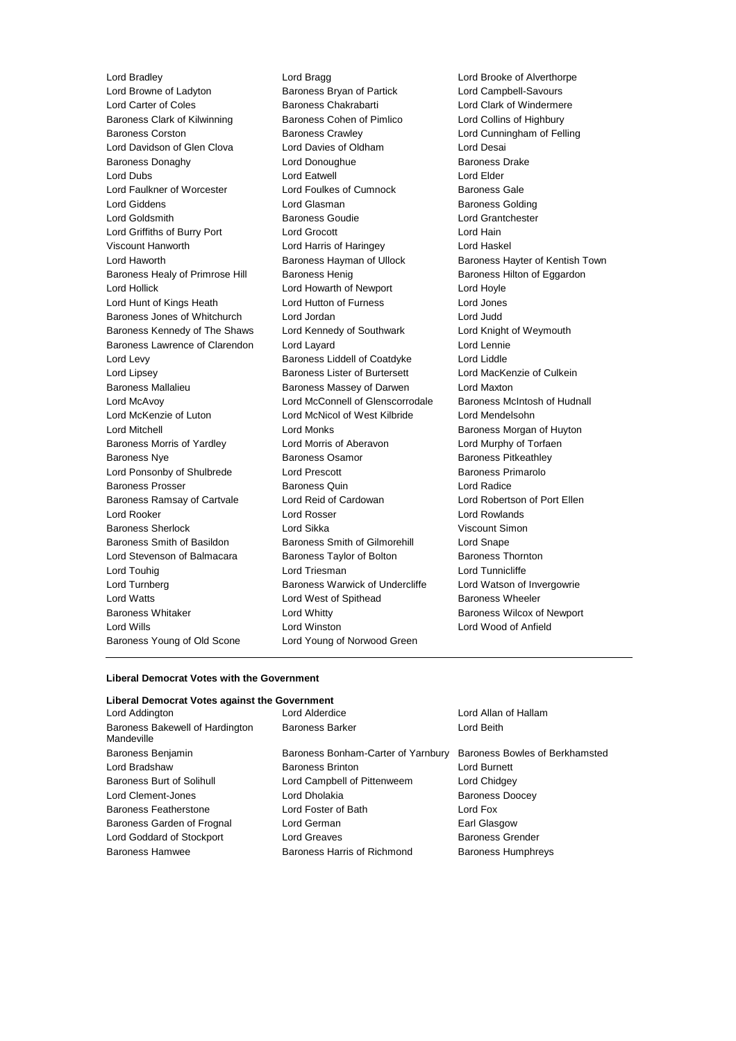Lord Bradley
Lord Bragg
Lord Brooke of Alverthorpe
Lord Browne of Ladyton
Baroness Bryan of Partick
Lord Campbell-Savours
Lord Carter of Coles
Baroness Chakrabarti
Lord Clark of Windermere
Baroness Clark of Kilwinning
Baroness Cohen of Pimlico
Lord Collins of Highbury
Baroness Corston
Baroness Crawley
Lord Cunningham of Felling
Lord Davidson of Glen Clova
Lord Davies of Oldham
Lord Desai
Baroness Donaghy
Lord Donoughue
Baroness Drake
Lord Dubs
Lord Eatwell
Lord Elder
Lord Faulkner of Worcester
Lord Foulkes of Cumnock
Baroness Gale
Lord Giddens
Lord Glasman
Baroness Golding
Lord Goldsmith
Baroness Goudie
Lord Grantchester
Lord Griffiths of Burry Port
Lord Grocott
Lord Hain
Viscount Hanworth
Lord Harris of Haringey
Lord Haskel
Lord Haworth
Baroness Hayman of Ullock
Baroness Hayter of Kentish Town
Baroness Healy of Primrose Hill
Baroness Henig
Baroness Hilton of Eggardon
Lord Hollick
Lord Howarth of Newport
Lord Hoyle
Lord Hunt of Kings Heath
Lord Hutton of Furness
Lord Jones
Baroness Jones of Whitchurch
Lord Jordan
Lord Judd
Baroness Kennedy of The Shaws
Lord Kennedy of Southwark
Lord Knight of Weymouth
Baroness Lawrence of Clarendon
Lord Layard
Lord Lennie
Lord Levy
Baroness Liddell of Coatdyke
Lord Liddle
Lord Lipsey
Baroness Lister of Burtersett
Lord MacKenzie of Culkein
Baroness Mallalieu
Baroness Massey of Darwen
Lord Maxton
Lord McAvoy
Lord McConnell of Glenscorrodale
Baroness McIntosh of Hudnall
Lord McKenzie of Luton
Lord McNicol of West Kilbride
Lord Mendelsohn
Lord Mitchell
Lord Monks
Baroness Morgan of Huyton
Baroness Morris of Yardley
Lord Morris of Aberavon
Lord Murphy of Torfaen
Baroness Nye
Baroness Osamor
Baroness Pitkeathley
Lord Ponsonby of Shulbrede
Lord Prescott
Baroness Primarolo
Baroness Prosser
Baroness Quin
Lord Radice
Baroness Ramsay of Cartvale
Lord Reid of Cardowan
Lord Robertson of Port Ellen
Lord Rooker
Lord Rosser
Lord Rowlands
Baroness Sherlock
Lord Sikka
Viscount Simon
Baroness Smith of Basildon
Baroness Smith of Gilmorehill
Lord Snape
Lord Stevenson of Balmacara
Baroness Taylor of Bolton
Baroness Thornton
Lord Touhig
Lord Triesman
Lord Tunnicliffe
Lord Turnberg
Baroness Warwick of Undercliffe
Lord Watson of Invergowrie
Lord Watts
Lord West of Spithead
Baroness Wheeler
Baroness Whitaker
Lord Whitty
Baroness Wilcox of Newport
Lord Wills
Lord Winston
Lord Wood of Anfield
Baroness Young of Old Scone
Lord Young of Norwood Green

---

**Liberal Democrat Votes with the Government**

**Liberal Democrat Votes against the Government**

Lord Addington
Lord Alderdice
Lord Allan of Hallam
Baroness Bakewell of Hardington Mandeville
Baroness Barker
Lord Beith
Baroness Benjamin
Baroness Bonham-Carter of Yarnbury
Baroness Bowles of Berkhamsted
Lord Bradshaw
Baroness Brinton
Lord Burnett
Baroness Burt of Solihull
Lord Campbell of Pittenweem
Lord Chidgey
Lord Clement-Jones
Lord Dholakia
Baroness Doocey
Baroness Featherstone
Lord Foster of Bath
Lord Fox
Baroness Garden of Frognal
Lord German
Earl Glasgow
Lord Goddard of Stockport
Lord Greaves
Baroness Grender
Baroness Hamwee
Baroness Harris of Richmond
Baroness Humphreys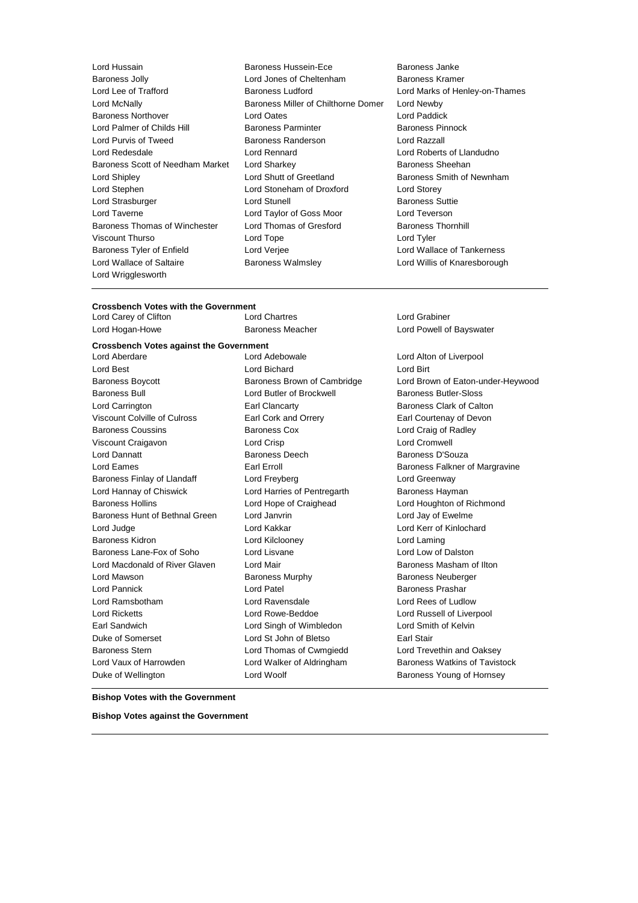Lord Hussain
Baroness Hussein-Ece
Baroness Janke
Baroness Jolly
Lord Jones of Cheltenham
Baroness Kramer
Lord Lee of Trafford
Baroness Ludford
Lord Marks of Henley-on-Thames
Lord McNally
Baroness Miller of Chilthorne Domer
Lord Newby
Baroness Northover
Lord Oates
Lord Paddick
Lord Palmer of Childs Hill
Baroness Parminter
Baroness Pinnock
Lord Purvis of Tweed
Baroness Randerson
Lord Razzall
Lord Redesdale
Lord Rennard
Lord Roberts of Llandudno
Baroness Scott of Needham Market
Lord Sharkey
Baroness Sheehan
Lord Shipley
Lord Shutt of Greetland
Baroness Smith of Newnham
Lord Stephen
Lord Stoneham of Droxford
Lord Storey
Lord Strasburger
Lord Stunell
Baroness Suttie
Lord Taverne
Lord Taylor of Goss Moor
Lord Teverson
Baroness Thomas of Winchester
Lord Thomas of Gresford
Baroness Thornhill
Viscount Thurso
Lord Tope
Lord Tyler
Baroness Tyler of Enfield
Lord Verjee
Lord Wallace of Tankerness
Lord Wallace of Saltaire
Baroness Walmsley
Lord Willis of Knaresborough
Lord Wrigglesworth

---

**Crossbench Votes with the Government**

Lord Carey of Clifton
Lord Chartres
Lord Grabiner
Lord Hogan-Howe
Baroness Meacher
Lord Powell of Bayswater

**Crossbench Votes against the Government**

Lord Aberdare
Lord Adebowale
Lord Alton of Liverpool
Lord Best
Lord Bichard
Lord Birt
Baroness Boycott
Baroness Brown of Cambridge
Lord Brown of Eaton-under-Heywood
Baroness Bull
Lord Butler of Brockwell
Baroness Butler-Sloss
Lord Carrington
Earl Clancarty
Baroness Clark of Calton
Viscount Colville of Culross
Earl Cork and Orrery
Earl Courtenay of Devon
Baroness Coussins
Baroness Cox
Lord Craig of Radley
Viscount Craigavon
Lord Crisp
Lord Cromwell
Lord Dannatt
Baroness Deech
Baroness D'Souza
Lord Eames
Earl Erroll
Baroness Falkner of Margravine
Baroness Finlay of Llandaff
Lord Freyberg
Lord Greenway
Lord Hannay of Chiswick
Lord Harries of Pentregarth
Baroness Hayman
Baroness Hollins
Lord Hope of Craighead
Lord Houghton of Richmond
Baroness Hunt of Bethnal Green
Lord Janvrin
Lord Jay of Ewelme
Lord Judge
Lord Kakkar
Lord Kerr of Kinlochard
Baroness Kidron
Lord Kilclooney
Lord Laming
Baroness Lane-Fox of Soho
Lord Lisvane
Lord Low of Dalston
Lord Macdonald of River Glaven
Lord Mair
Baroness Masham of Ilton
Lord Mawson
Baroness Murphy
Baroness Neuberger
Lord Pannick
Lord Patel
Baroness Prashar
Lord Ramsbotham
Lord Ravensdale
Lord Rees of Ludlow
Lord Ricketts
Lord Rowe-Beddoe
Lord Russell of Liverpool
Earl Sandwich
Lord Singh of Wimbledon
Lord Smith of Kelvin
Duke of Somerset
Lord St John of Bletso
Earl Stair
Baroness Stern
Lord Thomas of Cwmgiedd
Lord Trevethin and Oaksey
Lord Vaux of Harrowden
Lord Walker of Aldringham
Baroness Watkins of Tavistock
Duke of Wellington
Lord Woolf
Baroness Young of Hornsey

---

**Bishop Votes with the Government**

**Bishop Votes against the Government**

---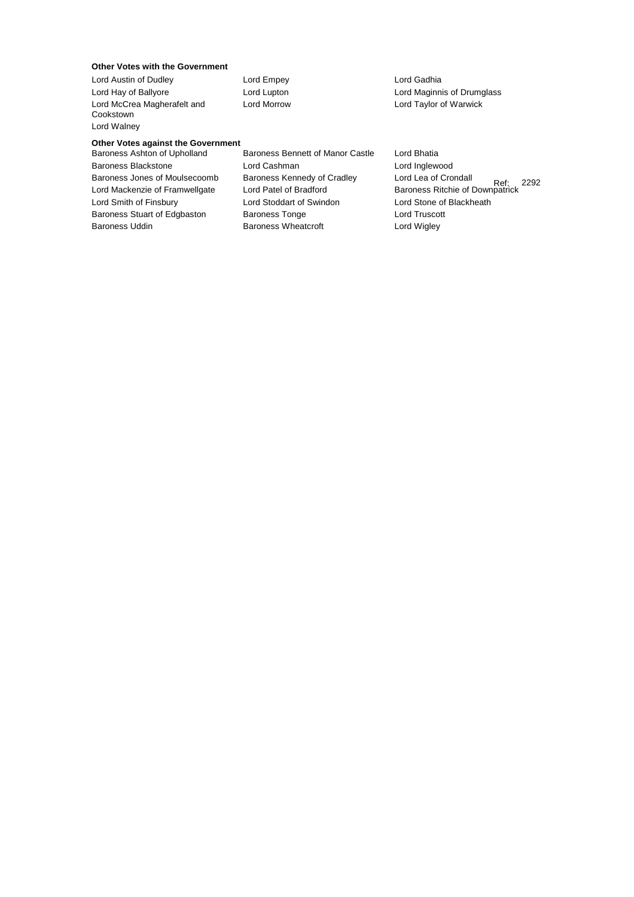**Other Votes with the Government**

Lord Austin of Dudley
Lord Empey
Lord Gadhia
Lord Hay of Ballyore
Lord Lupton
Lord Maginnis of Drumglass
Lord McCrea Magherafelt and Cookstown
Lord Morrow
Lord Taylor of Warwick
Lord Walney

**Other Votes against the Government**

Baroness Ashton of Upholland
Baroness Bennett of Manor Castle
Lord Bhatia
Baroness Blackstone
Lord Cashman
Lord Inglewood
Baroness Jones of Moulsecoomb
Baroness Kennedy of Cradley
Lord Lea of Crondall
Lord Mackenzie of Framwellgate
Lord Patel of Bradford
Baroness Ritchie of Downpatrick
Lord Smith of Finsbury
Lord Stoddart of Swindon
Lord Stone of Blackheath
Baroness Stuart of Edgbaston
Baroness Tonge
Lord Truscott
Baroness Uddin
Baroness Wheatcroft
Lord Wigley

Ref: 2292